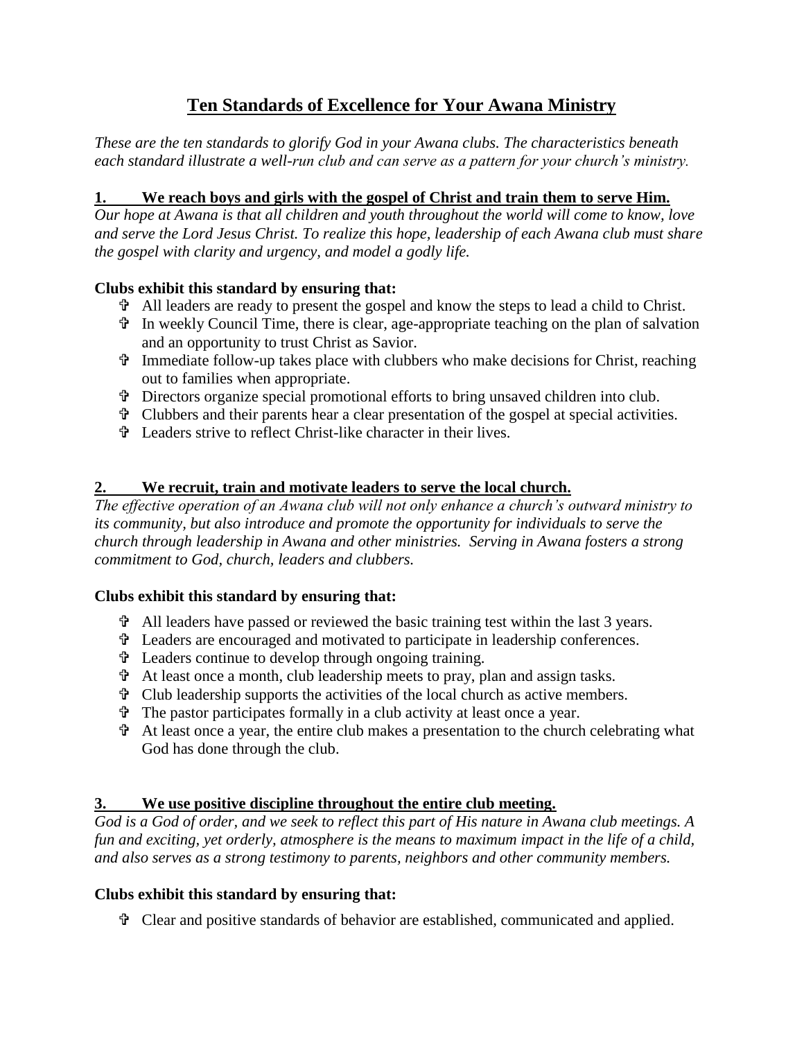# Ten Standards of Excellence for Your Awana Ministry

*These are the ten standards to glorify God in your Awana clubs. The characteristics beneath each standard illustrate a well-run club and can serve as a pattern for your church's ministry.*

## 1. We reach boys and girls with the gospel of Christ and train them to serve Him.

*Our hope at Awana is that all children and youth throughout the world will come to know, love and serve the Lord Jesus Christ. To realize this hope, leadership of each Awana club must share the gospel with clarity and urgency, and model a godly life.*

**Clubs exhibit this standard by ensuring that:**

- All leaders are ready to present the gospel and know the steps to lead a child to Christ.
- In weekly Council Time, there is clear, age-appropriate teaching on the plan of salvation and an opportunity to trust Christ as Savior.
- Immediate follow-up takes place with clubbers who make decisions for Christ, reaching out to families when appropriate.
- Directors organize special promotional efforts to bring unsaved children into club.
- Clubbers and their parents hear a clear presentation of the gospel at special activities.
- Leaders strive to reflect Christ-like character in their lives.

## 2. We recruit, train and motivate leaders to serve the local church.

*The effective operation of an Awana club will not only enhance a church's outward ministry to its community, but also introduce and promote the opportunity for individuals to serve the church through leadership in Awana and other ministries. Serving in Awana fosters a strong commitment to God, church, leaders and clubbers.*

**Clubs exhibit this standard by ensuring that:**

- All leaders have passed or reviewed the basic training test within the last 3 years.
- Leaders are encouraged and motivated to participate in leadership conferences.
- Leaders continue to develop through ongoing training.
- At least once a month, club leadership meets to pray, plan and assign tasks.
- Club leadership supports the activities of the local church as active members.
- The pastor participates formally in a club activity at least once a year.
- At least once a year, the entire club makes a presentation to the church celebrating what God has done through the club.

## 3. We use positive discipline throughout the entire club meeting.

*God is a God of order, and we seek to reflect this part of His nature in Awana club meetings. A fun and exciting, yet orderly, atmosphere is the means to maximum impact in the life of a child, and also serves as a strong testimony to parents, neighbors and other community members.*

**Clubs exhibit this standard by ensuring that:**

- Clear and positive standards of behavior are established, communicated and applied.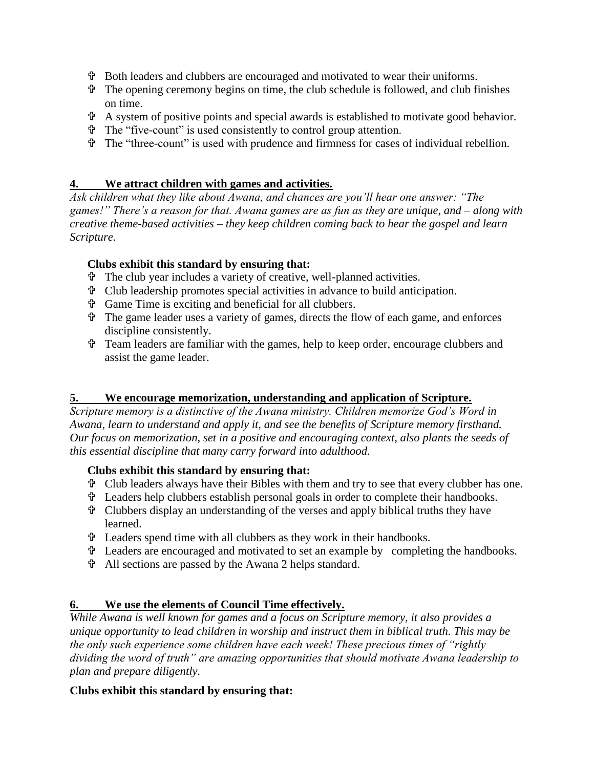- Both leaders and clubbers are encouraged and motivated to wear their uniforms.
- The opening ceremony begins on time, the club schedule is followed, and club finishes on time.
- A system of positive points and special awards is established to motivate good behavior.
- The "five-count" is used consistently to control group attention.
- The "three-count" is used with prudence and firmness for cases of individual rebellion.

## 4. We attract children with games and activities.

*Ask children what they like about Awana, and chances are you'll hear one answer: "The games!" There's a reason for that. Awana games are as fun as they are unique, and – along with creative theme-based activities – they keep children coming back to hear the gospel and learn Scripture.*

**Clubs exhibit this standard by ensuring that:**

- The club year includes a variety of creative, well-planned activities.
- Club leadership promotes special activities in advance to build anticipation.
- Game Time is exciting and beneficial for all clubbers.
- The game leader uses a variety of games, directs the flow of each game, and enforces discipline consistently.
- Team leaders are familiar with the games, help to keep order, encourage clubbers and assist the game leader.

## 5. We encourage memorization, understanding and application of Scripture.

*Scripture memory is a distinctive of the Awana ministry. Children memorize God's Word in Awana, learn to understand and apply it, and see the benefits of Scripture memory firsthand. Our focus on memorization, set in a positive and encouraging context, also plants the seeds of this essential discipline that many carry forward into adulthood.*

**Clubs exhibit this standard by ensuring that:**

- Club leaders always have their Bibles with them and try to see that every clubber has one.
- Leaders help clubbers establish personal goals in order to complete their handbooks.
- Clubbers display an understanding of the verses and apply biblical truths they have learned.
- Leaders spend time with all clubbers as they work in their handbooks.
- Leaders are encouraged and motivated to set an example by completing the handbooks.
- All sections are passed by the Awana 2 helps standard.

## 6. We use the elements of Council Time effectively.

*While Awana is well known for games and a focus on Scripture memory, it also provides a unique opportunity to lead children in worship and instruct them in biblical truth. This may be the only such experience some children have each week! These precious times of "rightly dividing the word of truth" are amazing opportunities that should motivate Awana leadership to plan and prepare diligently.*

**Clubs exhibit this standard by ensuring that:**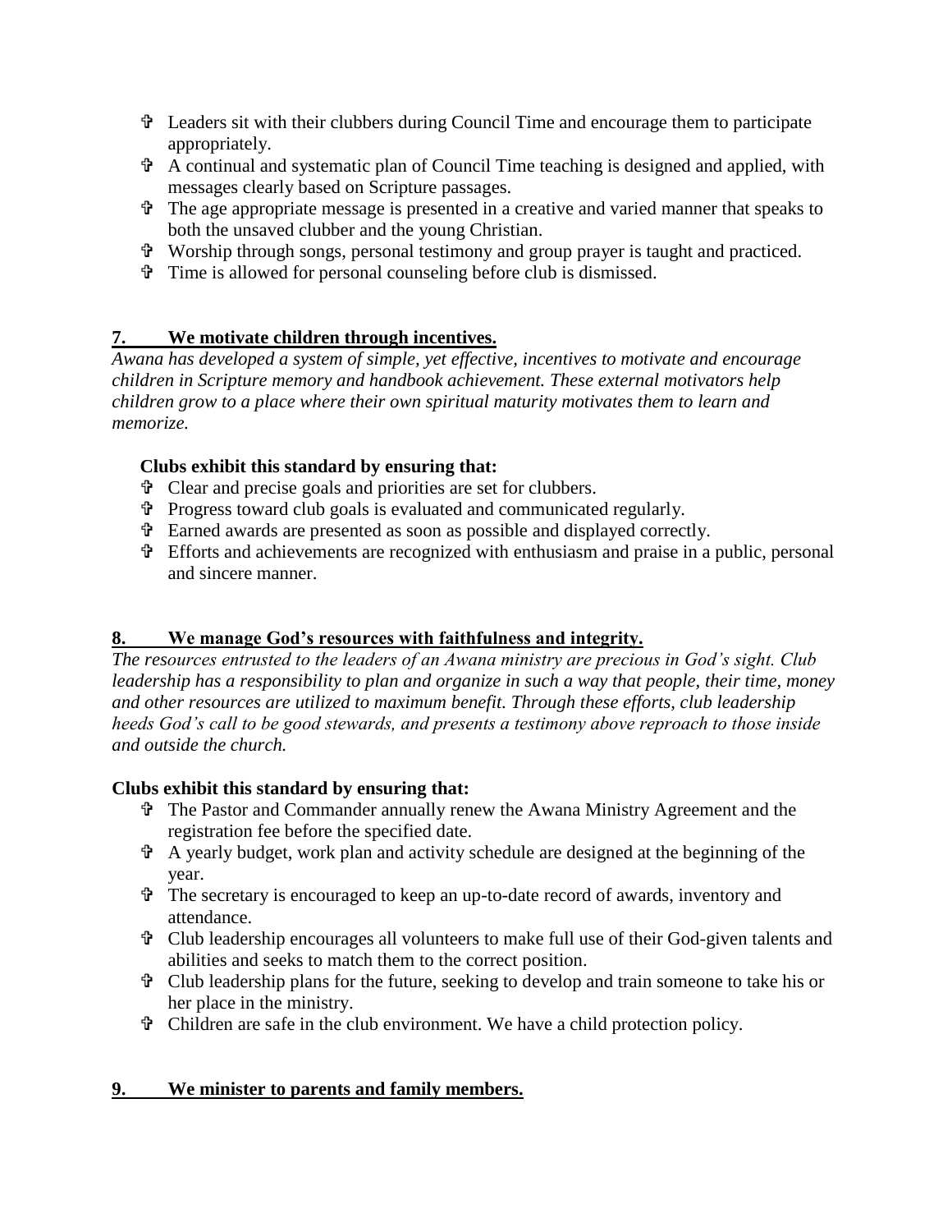- Leaders sit with their clubbers during Council Time and encourage them to participate appropriately.
- A continual and systematic plan of Council Time teaching is designed and applied, with messages clearly based on Scripture passages.
- The age appropriate message is presented in a creative and varied manner that speaks to both the unsaved clubber and the young Christian.
- Worship through songs, personal testimony and group prayer is taught and practiced.
- Time is allowed for personal counseling before club is dismissed.

## 7. We motivate children through incentives.

*Awana has developed a system of simple, yet effective, incentives to motivate and encourage children in Scripture memory and handbook achievement. These external motivators help children grow to a place where their own spiritual maturity motivates them to learn and memorize.*

**Clubs exhibit this standard by ensuring that:**

- Clear and precise goals and priorities are set for clubbers.
- Progress toward club goals is evaluated and communicated regularly.
- Earned awards are presented as soon as possible and displayed correctly.
- Efforts and achievements are recognized with enthusiasm and praise in a public, personal and sincere manner.

## 8. We manage God's resources with faithfulness and integrity.

*The resources entrusted to the leaders of an Awana ministry are precious in God's sight. Club leadership has a responsibility to plan and organize in such a way that people, their time, money and other resources are utilized to maximum benefit. Through these efforts, club leadership heeds God's call to be good stewards, and presents a testimony above reproach to those inside and outside the church.*

**Clubs exhibit this standard by ensuring that:**

- The Pastor and Commander annually renew the Awana Ministry Agreement and the registration fee before the specified date.
- A yearly budget, work plan and activity schedule are designed at the beginning of the year.
- The secretary is encouraged to keep an up-to-date record of awards, inventory and attendance.
- Club leadership encourages all volunteers to make full use of their God-given talents and abilities and seeks to match them to the correct position.
- Club leadership plans for the future, seeking to develop and train someone to take his or her place in the ministry.
- Children are safe in the club environment. We have a child protection policy.

## 9. We minister to parents and family members.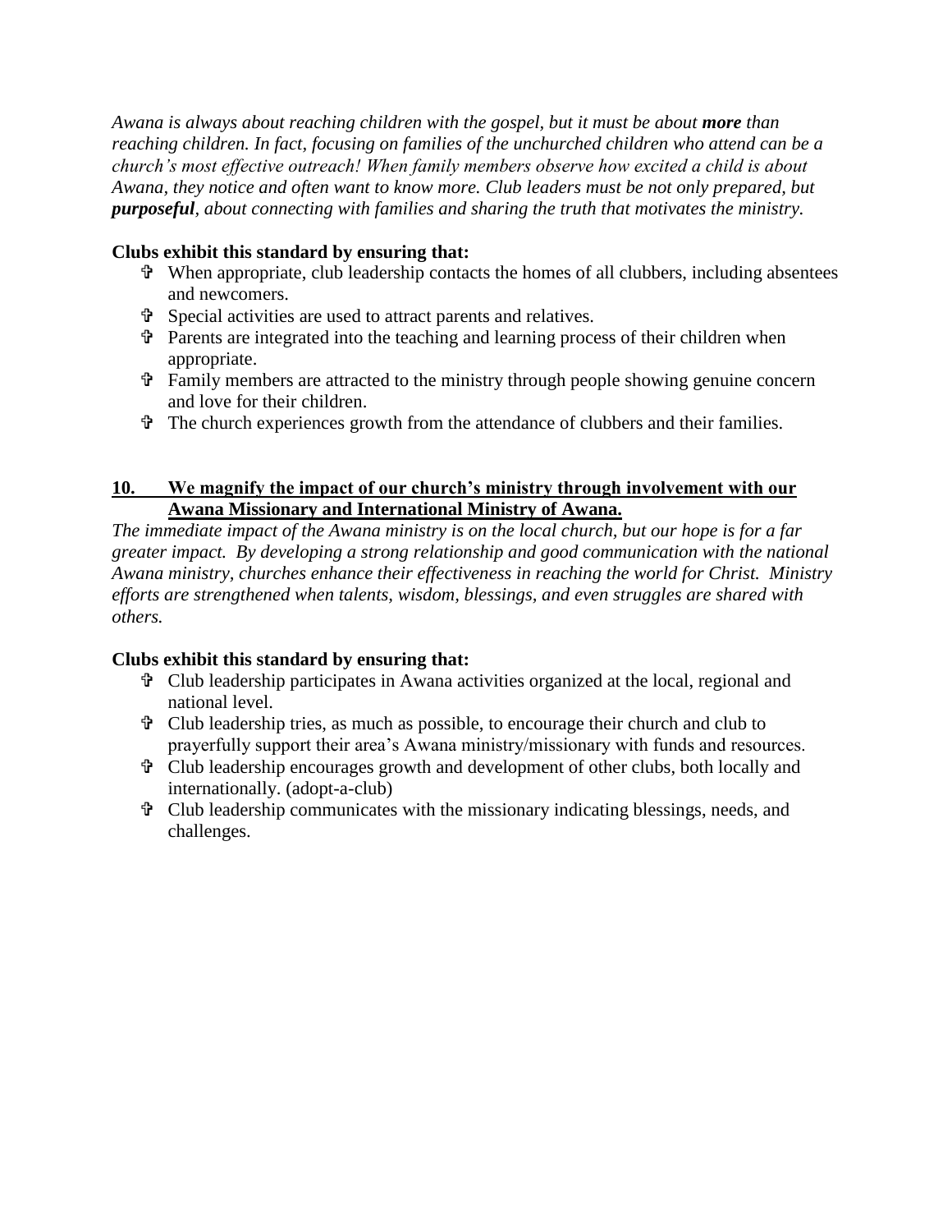*Awana is always about reaching children with the gospel, but it must be about* ***more*** *than reaching children. In fact, focusing on families of the unchurched children who attend can be a church's most effective outreach! When family members observe how excited a child is about Awana, they notice and often want to know more. Club leaders must be not only prepared, but* ***purposeful****, about connecting with families and sharing the truth that motivates the ministry.*

**Clubs exhibit this standard by ensuring that:**

- When appropriate, club leadership contacts the homes of all clubbers, including absentees and newcomers.
- Special activities are used to attract parents and relatives.
- Parents are integrated into the teaching and learning process of their children when appropriate.
- Family members are attracted to the ministry through people showing genuine concern and love for their children.
- The church experiences growth from the attendance of clubbers and their families.

## 10. We magnify the impact of our church's ministry through involvement with our Awana Missionary and International Ministry of Awana.

*The immediate impact of the Awana ministry is on the local church, but our hope is for a far greater impact. By developing a strong relationship and good communication with the national Awana ministry, churches enhance their effectiveness in reaching the world for Christ. Ministry efforts are strengthened when talents, wisdom, blessings, and even struggles are shared with others.*

**Clubs exhibit this standard by ensuring that:**

- Club leadership participates in Awana activities organized at the local, regional and national level.
- Club leadership tries, as much as possible, to encourage their church and club to prayerfully support their area's Awana ministry/missionary with funds and resources.
- Club leadership encourages growth and development of other clubs, both locally and internationally. (adopt-a-club)
- Club leadership communicates with the missionary indicating blessings, needs, and challenges.